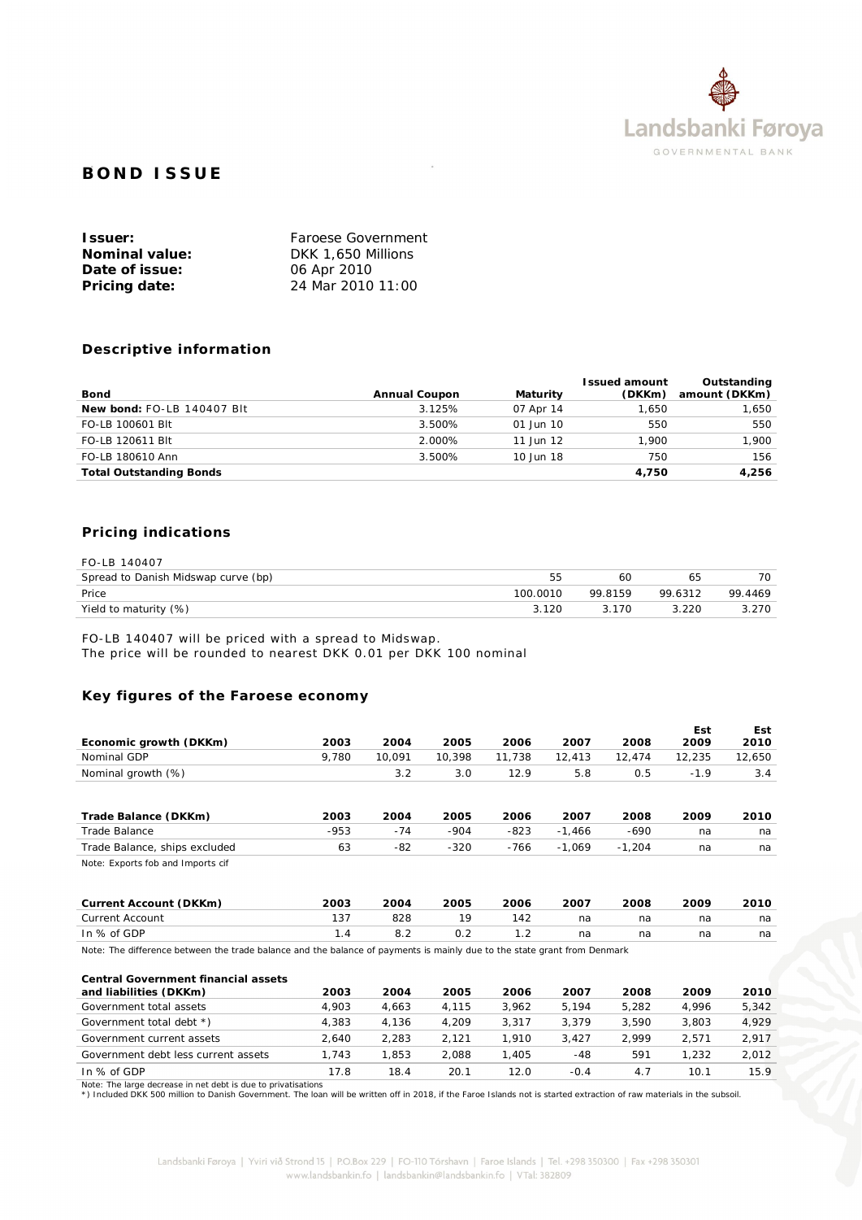# BOND ISSUE

**Issuer:** Faroese Government
**Nominal value:** DKK 1,650 Millions
**Date of issue:** 06 Apr 2010
**Pricing date:** 24 Mar 2010 11:00

## Descriptive information

| Bond | Annual Coupon | Maturity | Issued amount (DKKm) | Outstanding amount (DKKm) |
|---|---|---|---|---|
| **New bond:** FO-LB 140407 Blt | 3.125% | 07 Apr 14 | 1,650 | 1,650 |
| FO-LB 100601 Blt | 3.500% | 01 Jun 10 | 550 | 550 |
| FO-LB 120611 Blt | 2.000% | 11 Jun 12 | 1,900 | 1,900 |
| FO-LB 180610 Ann | 3.500% | 10 Jun 18 | 750 | 156 |
| **Total Outstanding Bonds** | | | **4,750** | **4,256** |

## Pricing indications

| FO-LB 140407 | | | | |
|---|---|---|---|---|
| Spread to Danish Midswap curve (bp) | 55 | 60 | 65 | 70 |
| Price | 100.0010 | 99.8159 | 99.6312 | 99.4469 |
| Yield to maturity (%) | 3.120 | 3.170 | 3.220 | 3.270 |

FO-LB 140407 will be priced with a spread to Midswap.
The price will be rounded to nearest DKK 0.01 per DKK 100 nominal

## Key figures of the Faroese economy

| Economic growth (DKKm) | 2003 | 2004 | 2005 | 2006 | 2007 | 2008 | Est 2009 | Est 2010 |
|---|---|---|---|---|---|---|---|---|
| Nominal GDP | 9,780 | 10,091 | 10,398 | 11,738 | 12,413 | 12,474 | 12,235 | 12,650 |
| Nominal growth (%) | | 3.2 | 3.0 | 12.9 | 5.8 | 0.5 | -1.9 | 3.4 |

| Trade Balance (DKKm) | 2003 | 2004 | 2005 | 2006 | 2007 | 2008 | 2009 | 2010 |
|---|---|---|---|---|---|---|---|---|
| Trade Balance | -953 | -74 | -904 | -823 | -1,466 | -690 | na | na |
| Trade Balance, ships excluded | 63 | -82 | -320 | -766 | -1,069 | -1,204 | na | na |

Note: Exports fob and Imports cif

| Current Account (DKKm) | 2003 | 2004 | 2005 | 2006 | 2007 | 2008 | 2009 | 2010 |
|---|---|---|---|---|---|---|---|---|
| Current Account | 137 | 828 | 19 | 142 | na | na | na | na |
| In % of GDP | 1.4 | 8.2 | 0.2 | 1.2 | na | na | na | na |

Note: The difference between the trade balance and the balance of payments is mainly due to the state grant from Denmark

| Central Government financial assets and liabilities (DKKm) | 2003 | 2004 | 2005 | 2006 | 2007 | 2008 | 2009 | 2010 |
|---|---|---|---|---|---|---|---|---|
| Government total assets | 4,903 | 4,663 | 4,115 | 3,962 | 5,194 | 5,282 | 4,996 | 5,342 |
| Government total debt *) | 4,383 | 4,136 | 4,209 | 3,317 | 3,379 | 3,590 | 3,803 | 4,929 |
| Government current assets | 2,640 | 2,283 | 2,121 | 1,910 | 3,427 | 2,999 | 2,571 | 2,917 |
| Government debt less current assets | 1,743 | 1,853 | 2,088 | 1,405 | -48 | 591 | 1,232 | 2,012 |
| In % of GDP | 17.8 | 18.4 | 20.1 | 12.0 | -0.4 | 4.7 | 10.1 | 15.9 |

Note: The large decrease in net debt is due to privatisations
*) Included DKK 500 million to Danish Government. The loan will be written off in 2018, if the Faroe Islands not is started extraction of raw materials in the subsoil.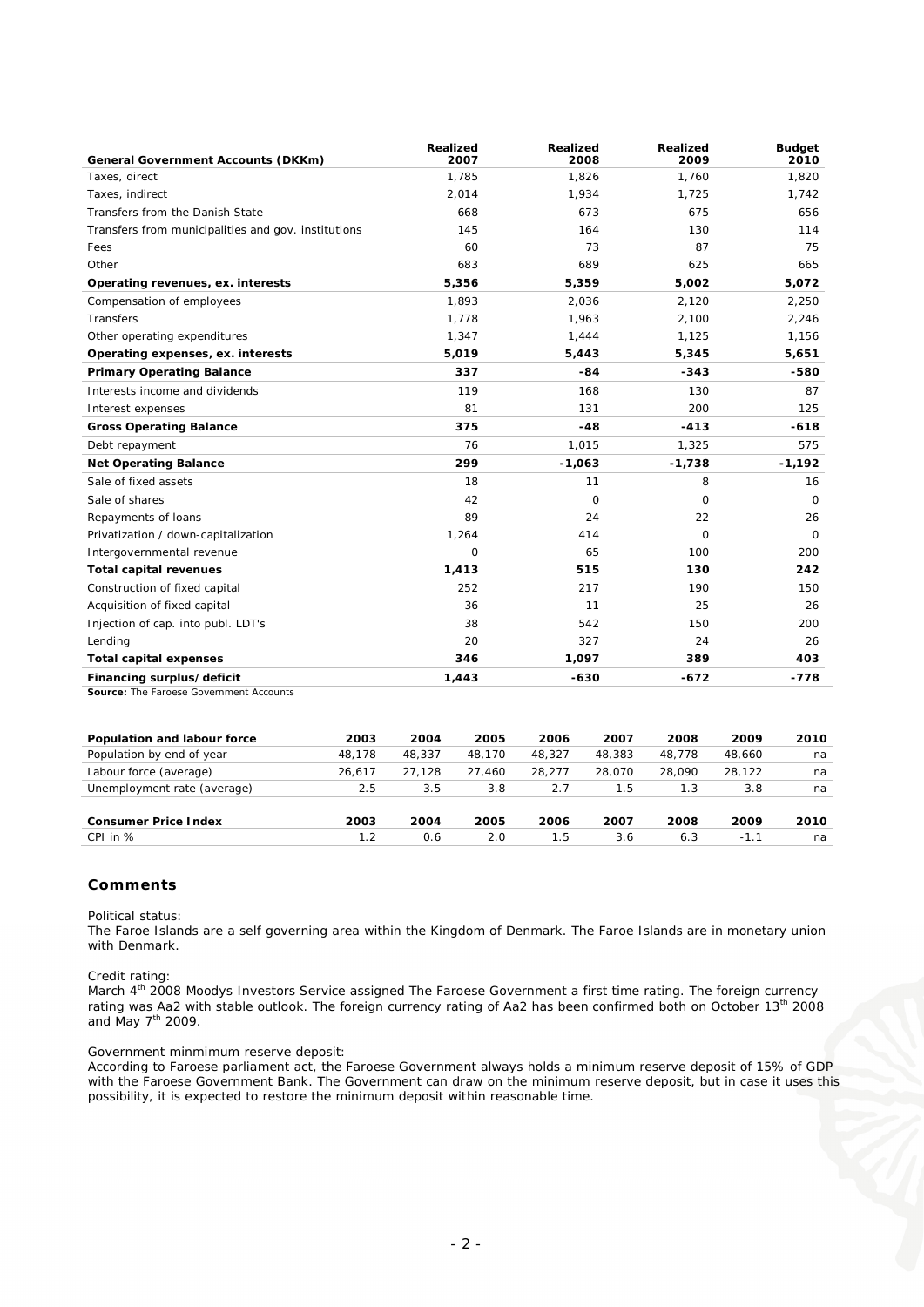| General Government Accounts (DKKm) | Realized 2007 | Realized 2008 | Realized 2009 | Budget 2010 |
|---|---|---|---|---|
| Taxes, direct | 1,785 | 1,826 | 1,760 | 1,820 |
| Taxes, indirect | 2,014 | 1,934 | 1,725 | 1,742 |
| Transfers from the Danish State | 668 | 673 | 675 | 656 |
| Transfers from municipalities and gov. institutions | 145 | 164 | 130 | 114 |
| Fees | 60 | 73 | 87 | 75 |
| Other | 683 | 689 | 625 | 665 |
| **Operating revenues, ex. interests** | **5,356** | **5,359** | **5,002** | **5,072** |
| Compensation of employees | 1,893 | 2,036 | 2,120 | 2,250 |
| Transfers | 1,778 | 1,963 | 2,100 | 2,246 |
| Other operating expenditures | 1,347 | 1,444 | 1,125 | 1,156 |
| **Operating expenses, ex. interests** | **5,019** | **5,443** | **5,345** | **5,651** |
| **Primary Operating Balance** | **337** | **-84** | **-343** | **-580** |
| Interests income and dividends | 119 | 168 | 130 | 87 |
| Interest expenses | 81 | 131 | 200 | 125 |
| **Gross Operating Balance** | **375** | **-48** | **-413** | **-618** |
| Debt repayment | 76 | 1,015 | 1,325 | 575 |
| **Net Operating Balance** | **299** | **-1,063** | **-1,738** | **-1,192** |
| Sale of fixed assets | 18 | 11 | 8 | 16 |
| Sale of shares | 42 | 0 | 0 | 0 |
| Repayments of loans | 89 | 24 | 22 | 26 |
| Privatization / down-capitalization | 1,264 | 414 | 0 | 0 |
| Intergovernmental revenue | 0 | 65 | 100 | 200 |
| **Total capital revenues** | **1,413** | **515** | **130** | **242** |
| Construction of fixed capital | 252 | 217 | 190 | 150 |
| Acquisition of fixed capital | 36 | 11 | 25 | 26 |
| Injection of cap. into publ. LDT's | 38 | 542 | 150 | 200 |
| Lending | 20 | 327 | 24 | 26 |
| **Total capital expenses** | **346** | **1,097** | **389** | **403** |
| **Financing surplus/deficit** | **1,443** | **-630** | **-672** | **-778** |

**Source:** The Faroese Government Accounts

| Population and labour force | 2003 | 2004 | 2005 | 2006 | 2007 | 2008 | 2009 | 2010 |
|---|---|---|---|---|---|---|---|---|
| Population by end of year | 48,178 | 48,337 | 48,170 | 48,327 | 48,383 | 48,778 | 48,660 | na |
| Labour force (average) | 26,617 | 27,128 | 27,460 | 28,277 | 28,070 | 28,090 | 28,122 | na |
| Unemployment rate (average) | 2.5 | 3.5 | 3.8 | 2.7 | 1.5 | 1.3 | 3.8 | na |

| Consumer Price Index | 2003 | 2004 | 2005 | 2006 | 2007 | 2008 | 2009 | 2010 |
|---|---|---|---|---|---|---|---|---|
| CPI in % | 1.2 | 0.6 | 2.0 | 1.5 | 3.6 | 6.3 | -1.1 | na |

## Comments

Political status:
The Faroe Islands are a self governing area within the Kingdom of Denmark. The Faroe Islands are in monetary union with Denmark.

Credit rating:
March 4th 2008 Moodys Investors Service assigned The Faroese Government a first time rating. The foreign currency rating was Aa2 with stable outlook. The foreign currency rating of Aa2 has been confirmed both on October 13th 2008 and May 7th 2009.

Government minmimum reserve deposit:
According to Faroese parliament act, the Faroese Government always holds a minimum reserve deposit of 15% of GDP with the Faroese Government Bank. The Government can draw on the minimum reserve deposit, but in case it uses this possibility, it is expected to restore the minimum deposit within reasonable time.